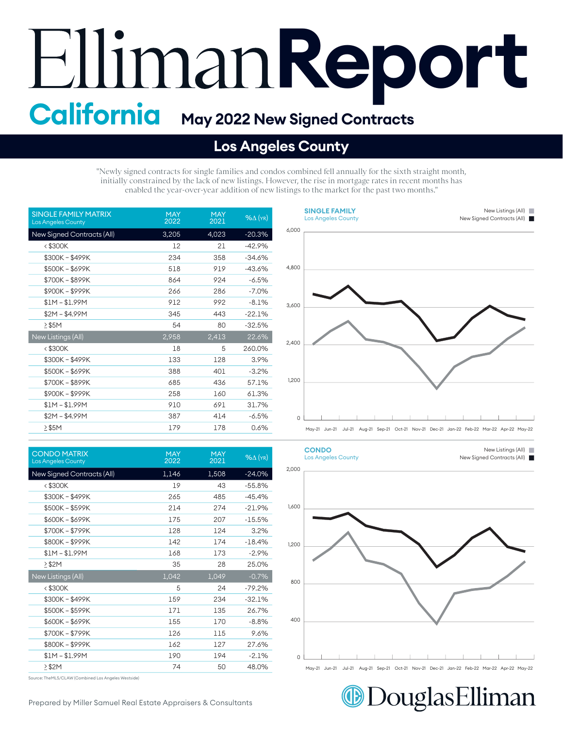# Elliman Report

## California — May 2022 New Signed Contracts

## Los Angeles County

"Newly signed contracts for single families and condos combined fell annually for the sixth straight month, initially constrained by the lack of new listings. However, the rise in mortgage rates in recent months has enabled the year-over-year addition of new listings to the market for the past two months."

| SINGLE FAMILY MATRIX Los Angeles County | MAY 2022 | MAY 2021 | %Δ (YR) |
|---|---|---|---|
| New Signed Contracts (All) | 3,205 | 4,023 | -20.3% |
| < $300K | 12 | 21 | -42.9% |
| $300K – $499K | 234 | 358 | -34.6% |
| $500K – $699K | 518 | 919 | -43.6% |
| $700K – $899K | 864 | 924 | -6.5% |
| $900K – $999K | 266 | 286 | -7.0% |
| $1M – $1.99M | 912 | 992 | -8.1% |
| $2M – $4.99M | 345 | 443 | -22.1% |
| ≥ $5M | 54 | 80 | -32.5% |
| New Listings (All) | 2,958 | 2,413 | 22.6% |
| < $300K | 18 | 5 | 260.0% |
| $300K – $499K | 133 | 128 | 3.9% |
| $500K – $699K | 388 | 401 | -3.2% |
| $700K – $899K | 685 | 436 | 57.1% |
| $900K – $999K | 258 | 160 | 61.3% |
| $1M – $1.99M | 910 | 691 | 31.7% |
| $2M – $4.99M | 387 | 414 | -6.5% |
| ≥ $5M | 179 | 178 | 0.6% |

| CONDO MATRIX Los Angeles County | MAY 2022 | MAY 2021 | %Δ (YR) |
|---|---|---|---|
| New Signed Contracts (All) | 1,146 | 1,508 | -24.0% |
| < $300K | 19 | 43 | -55.8% |
| $300K – $499K | 265 | 485 | -45.4% |
| $500K – $599K | 214 | 274 | -21.9% |
| $600K – $699K | 175 | 207 | -15.5% |
| $700K – $799K | 128 | 124 | 3.2% |
| $800K – $999K | 142 | 174 | -18.4% |
| $1M – $1.99M | 168 | 173 | -2.9% |
| ≥ $2M | 35 | 28 | 25.0% |
| New Listings (All) | 1,042 | 1,049 | -0.7% |
| < $300K | 5 | 24 | -79.2% |
| $300K – $499K | 159 | 234 | -32.1% |
| $500K – $599K | 171 | 135 | 26.7% |
| $600K – $699K | 155 | 170 | -8.8% |
| $700K – $799K | 126 | 115 | 9.6% |
| $800K – $999K | 162 | 127 | 27.6% |
| $1M – $1.99M | 190 | 194 | -2.1% |
| ≥ $2M | 74 | 50 | 48.0% |

Source: TheMLS/CLAW (Combined Los Angeles Westside)

**SINGLE FAMILY** Los Angeles County — New Listings (All) / New Signed Contracts (All)

**CONDO** Los Angeles County — New Listings (All) / New Signed Contracts (All)

Prepared by Miller Samuel Real Estate Appraisers & Consultants

Douglas Elliman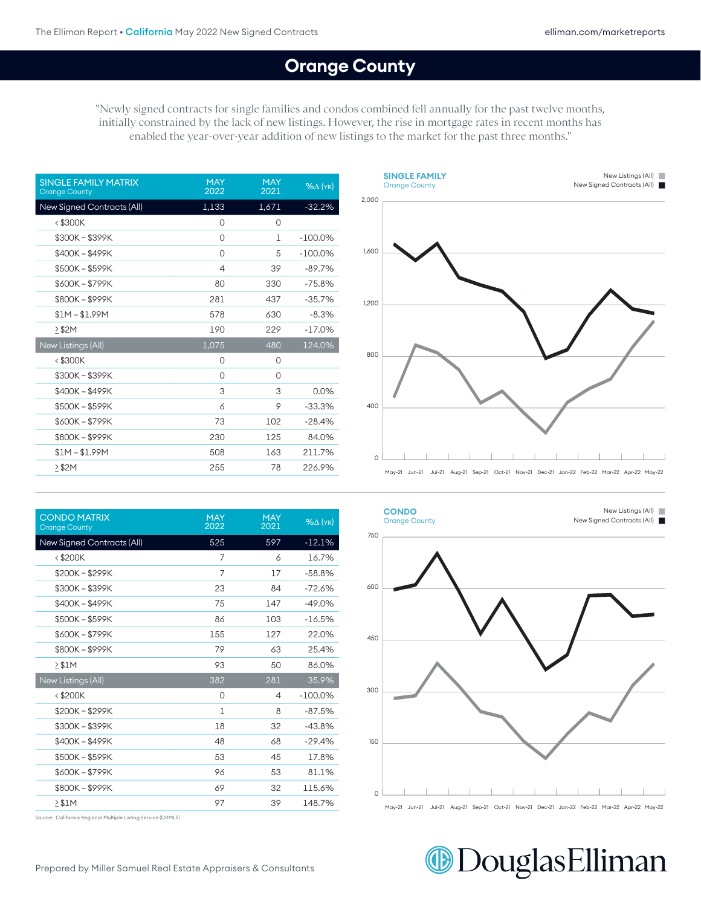# Orange County

"Newly signed contracts for single families and condos combined fell annually for the past twelve months, initially constrained by the lack of new listings. However, the rise in mortgage rates in recent months has enabled the year-over-year addition of new listings to the market for the past three months."

| SINGLE FAMILY MATRIX Orange County | MAY 2022 | MAY 2021 | %Δ (YR) |
|---|---|---|---|
| New Signed Contracts (All) | 1,133 | 1,671 | -32.2% |
| < $300K | 0 | 0 | |
| $300K – $399K | 0 | 1 | -100.0% |
| $400K – $499K | 0 | 5 | -100.0% |
| $500K – $599K | 4 | 39 | -89.7% |
| $600K – $799K | 80 | 330 | -75.8% |
| $800K – $999K | 281 | 437 | -35.7% |
| $1M – $1.99M | 578 | 630 | -8.3% |
| ≥ $2M | 190 | 229 | -17.0% |
| New Listings (All) | 1,075 | 480 | 124.0% |
| < $300K | 0 | 0 | |
| $300K – $399K | 0 | 0 | |
| $400K – $499K | 3 | 3 | 0.0% |
| $500K – $599K | 6 | 9 | -33.3% |
| $600K – $799K | 73 | 102 | -28.4% |
| $800K – $999K | 230 | 125 | 84.0% |
| $1M – $1.99M | 508 | 163 | 211.7% |
| ≥ $2M | 255 | 78 | 226.9% |

**SINGLE FAMILY** Orange County — New Listings (All), New Signed Contracts (All)

| CONDO MATRIX Orange County | MAY 2022 | MAY 2021 | %Δ (YR) |
|---|---|---|---|
| New Signed Contracts (All) | 525 | 597 | -12.1% |
| < $200K | 7 | 6 | 16.7% |
| $200K – $299K | 7 | 17 | -58.8% |
| $300K – $399K | 23 | 84 | -72.6% |
| $400K – $499K | 75 | 147 | -49.0% |
| $500K – $599K | 86 | 103 | -16.5% |
| $600K – $799K | 155 | 127 | 22.0% |
| $800K – $999K | 79 | 63 | 25.4% |
| ≥ $1M | 93 | 50 | 86.0% |
| New Listings (All) | 382 | 281 | 35.9% |
| < $200K | 0 | 4 | -100.0% |
| $200K – $299K | 1 | 8 | -87.5% |
| $300K – $399K | 18 | 32 | -43.8% |
| $400K – $499K | 48 | 68 | -29.4% |
| $500K – $599K | 53 | 45 | 17.8% |
| $600K – $799K | 96 | 53 | 81.1% |
| $800K – $999K | 69 | 32 | 115.6% |
| ≥ $1M | 97 | 39 | 148.7% |

**CONDO** Orange County — New Listings (All), New Signed Contracts (All)

Source: California Regional Multiple Listing Service (CRMLS)

Prepared by Miller Samuel Real Estate Appraisers & Consultants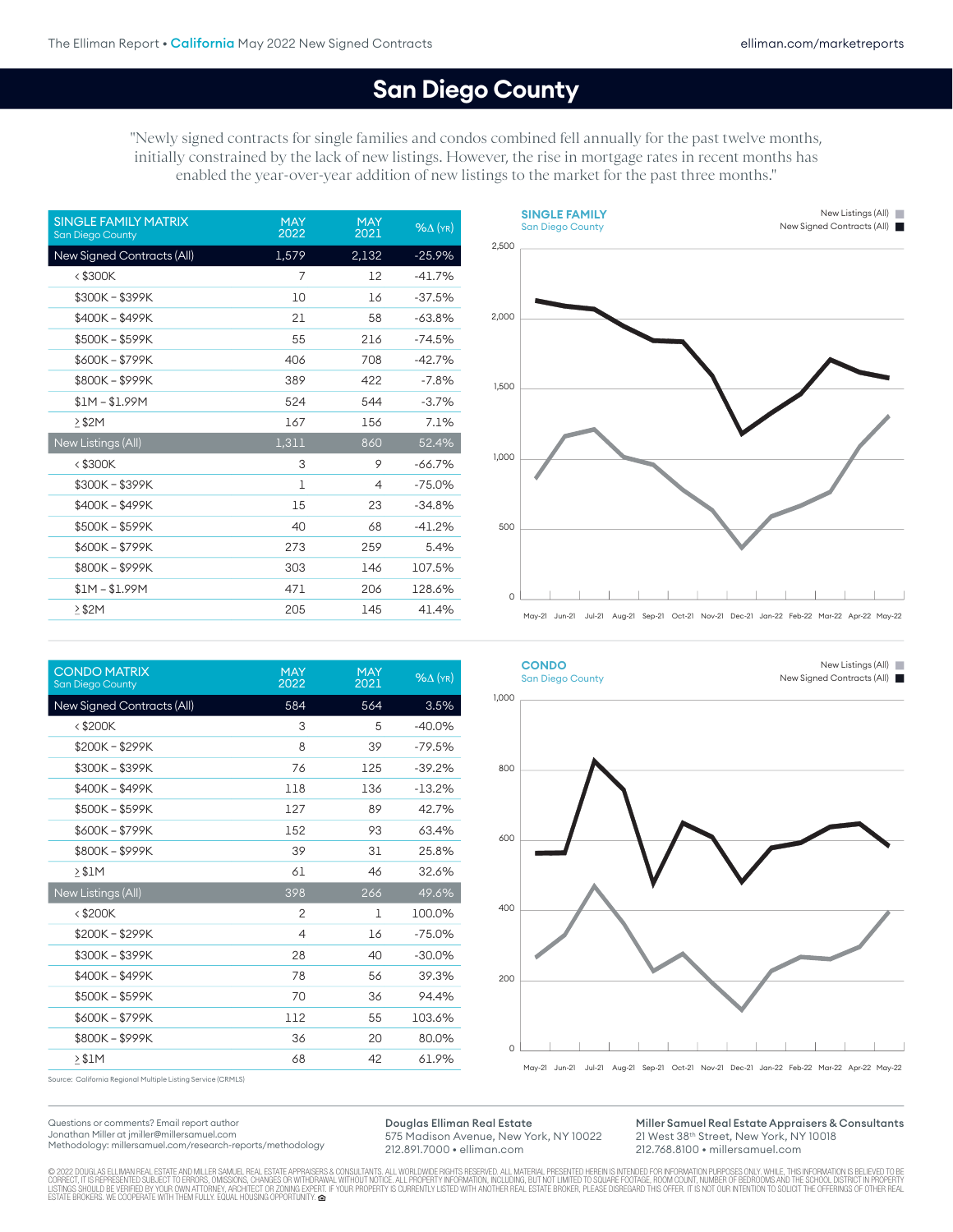# San Diego County

"Newly signed contracts for single families and condos combined fell annually for the past twelve months, initially constrained by the lack of new listings. However, the rise in mortgage rates in recent months has enabled the year-over-year addition of new listings to the market for the past three months."

| SINGLE FAMILY MATRIX San Diego County | MAY 2022 | MAY 2021 | %Δ (YR) |
|---|---|---|---|
| New Signed Contracts (All) | 1,579 | 2,132 | -25.9% |
| < $300K | 7 | 12 | -41.7% |
| $300K – $399K | 10 | 16 | -37.5% |
| $400K – $499K | 21 | 58 | -63.8% |
| $500K – $599K | 55 | 216 | -74.5% |
| $600K – $799K | 406 | 708 | -42.7% |
| $800K – $999K | 389 | 422 | -7.8% |
| $1M – $1.99M | 524 | 544 | -3.7% |
| ≥ $2M | 167 | 156 | 7.1% |
| New Listings (All) | 1,311 | 860 | 52.4% |
| < $300K | 3 | 9 | -66.7% |
| $300K – $399K | 1 | 4 | -75.0% |
| $400K – $499K | 15 | 23 | -34.8% |
| $500K – $599K | 40 | 68 | -41.2% |
| $600K – $799K | 273 | 259 | 5.4% |
| $800K – $999K | 303 | 146 | 107.5% |
| $1M – $1.99M | 471 | 206 | 128.6% |
| ≥ $2M | 205 | 145 | 41.4% |

SINGLE FAMILY
San Diego County
New Listings (All)
New Signed Contracts (All)
2,500
2,000
1,500
1,000
500
0
May-21 Jun-21 Jul-21 Aug-21 Sep-21 Oct-21 Nov-21 Dec-21 Jan-22 Feb-22 Mar-22 Apr-22 May-22

| CONDO MATRIX San Diego County | MAY 2022 | MAY 2021 | %Δ (YR) |
|---|---|---|---|
| New Signed Contracts (All) | 584 | 564 | 3.5% |
| < $200K | 3 | 5 | -40.0% |
| $200K – $299K | 8 | 39 | -79.5% |
| $300K – $399K | 76 | 125 | -39.2% |
| $400K – $499K | 118 | 136 | -13.2% |
| $500K – $599K | 127 | 89 | 42.7% |
| $600K – $799K | 152 | 93 | 63.4% |
| $800K – $999K | 39 | 31 | 25.8% |
| ≥ $1M | 61 | 46 | 32.6% |
| New Listings (All) | 398 | 266 | 49.6% |
| < $200K | 2 | 1 | 100.0% |
| $200K – $299K | 4 | 16 | -75.0% |
| $300K – $399K | 28 | 40 | -30.0% |
| $400K – $499K | 78 | 56 | 39.3% |
| $500K – $599K | 70 | 36 | 94.4% |
| $600K – $799K | 112 | 55 | 103.6% |
| $800K – $999K | 36 | 20 | 80.0% |
| ≥ $1M | 68 | 42 | 61.9% |

Source: California Regional Multiple Listing Service (CRMLS)

CONDO
San Diego County
New Listings (All)
New Signed Contracts (All)
1,000
800
600
400
200
0
May-21 Jun-21 Jul-21 Aug-21 Sep-21 Oct-21 Nov-21 Dec-21 Jan-22 Feb-22 Mar-22 Apr-22 May-22

Questions or comments? Email report author
Jonathan Miller at jmiller@millersamuel.com
Methodology: millersamuel.com/research-reports/methodology

**Douglas Elliman Real Estate**
575 Madison Avenue, New York, NY 10022
212.891.7000 • elliman.com

**Miller Samuel Real Estate Appraisers & Consultants**
21 West 38th Street, New York, NY 10018
212.768.8100 • millersamuel.com

© 2022 DOUGLAS ELLIMAN REAL ESTATE AND MILLER SAMUEL REAL ESTATE APPRAISERS & CONSULTANTS. ALL WORLDWIDE RIGHTS RESERVED. ALL MATERIAL PRESENTED HEREIN IS INTENDED FOR INFORMATION PURPOSES ONLY. WHILE, THIS INFORMATION IS BELIEVED TO BE CORRECT, IT IS REPRESENTED SUBJECT TO ERRORS, OMISSIONS, CHANGES OR WITHDRAWAL WITHOUT NOTICE. ALL PROPERTY INFORMATION, INCLUDING, BUT NOT LIMITED TO SQUARE FOOTAGE, ROOM COUNT, NUMBER OF BEDROOMS AND THE SCHOOL DISTRICT IN PROPERTY LISTINGS SHOULD BE VERIFIED BY YOUR OWN ATTORNEY, ARCHITECT OR ZONING EXPERT. IF YOUR PROPERTY IS CURRENTLY LISTED WITH ANOTHER REAL ESTATE BROKER, PLEASE DISREGARD THIS OFFER. IT IS NOT OUR INTENTION TO SOLICIT THE OFFERINGS OF OTHER REAL ESTATE BROKERS. WE COOPERATE WITH THEM FULLY. EQUAL HOUSING OPPORTUNITY.